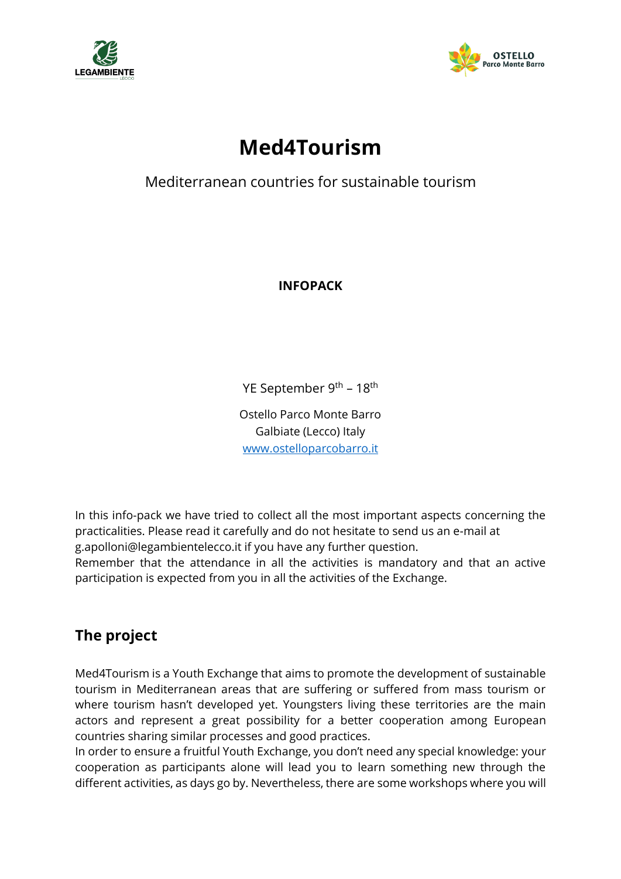# Med4Tourism

Mediterranean countries for sustainable tourism

**INFOPACK**

YE September $9^{th}$ – $18^{th}$

Ostello Parco Monte Barro
Galbiate (Lecco) Italy
www.ostelloparcobarro.it

In this info-pack we have tried to collect all the most important aspects concerning the practicalities. Please read it carefully and do not hesitate to send us an e-mail at g.apolloni@legambientelecco.it if you have any further question.
Remember that the attendance in all the activities is mandatory and that an active participation is expected from you in all the activities of the Exchange.

## The project

Med4Tourism is a Youth Exchange that aims to promote the development of sustainable tourism in Mediterranean areas that are suffering or suffered from mass tourism or where tourism hasn't developed yet. Youngsters living these territories are the main actors and represent a great possibility for a better cooperation among European countries sharing similar processes and good practices.
In order to ensure a fruitful Youth Exchange, you don't need any special knowledge: your cooperation as participants alone will lead you to learn something new through the different activities, as days go by. Nevertheless, there are some workshops where you will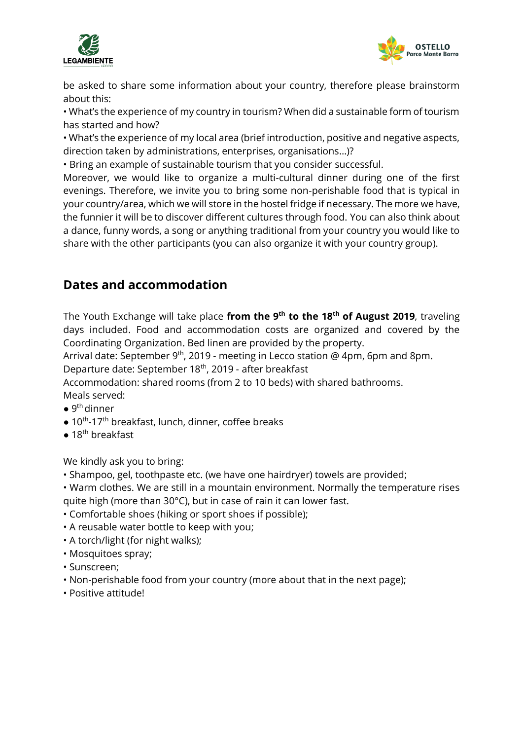be asked to share some information about your country, therefore please brainstorm about this:

• What's the experience of my country in tourism? When did a sustainable form of tourism has started and how?

• What's the experience of my local area (brief introduction, positive and negative aspects, direction taken by administrations, enterprises, organisations...)?

• Bring an example of sustainable tourism that you consider successful.

Moreover, we would like to organize a multi-cultural dinner during one of the first evenings. Therefore, we invite you to bring some non-perishable food that is typical in your country/area, which we will store in the hostel fridge if necessary. The more we have, the funnier it will be to discover different cultures through food. You can also think about a dance, funny words, a song or anything traditional from your country you would like to share with the other participants (you can also organize it with your country group).

## Dates and accommodation

The Youth Exchange will take place **from the 9th to the 18th of August 2019**, traveling days included. Food and accommodation costs are organized and covered by the Coordinating Organization. Bed linen are provided by the property.

Arrival date: September 9th, 2019 - meeting in Lecco station @ 4pm, 6pm and 8pm.

Departure date: September 18th, 2019 - after breakfast

Accommodation: shared rooms (from 2 to 10 beds) with shared bathrooms.

Meals served:

- 9th dinner
- 10th-17th breakfast, lunch, dinner, coffee breaks
- 18th breakfast

We kindly ask you to bring:

• Shampoo, gel, toothpaste etc. (we have one hairdryer) towels are provided;

• Warm clothes. We are still in a mountain environment. Normally the temperature rises quite high (more than 30°C), but in case of rain it can lower fast.

• Comfortable shoes (hiking or sport shoes if possible);

• A reusable water bottle to keep with you;

• A torch/light (for night walks);

• Mosquitoes spray;

• Sunscreen;

• Non-perishable food from your country (more about that in the next page);

• Positive attitude!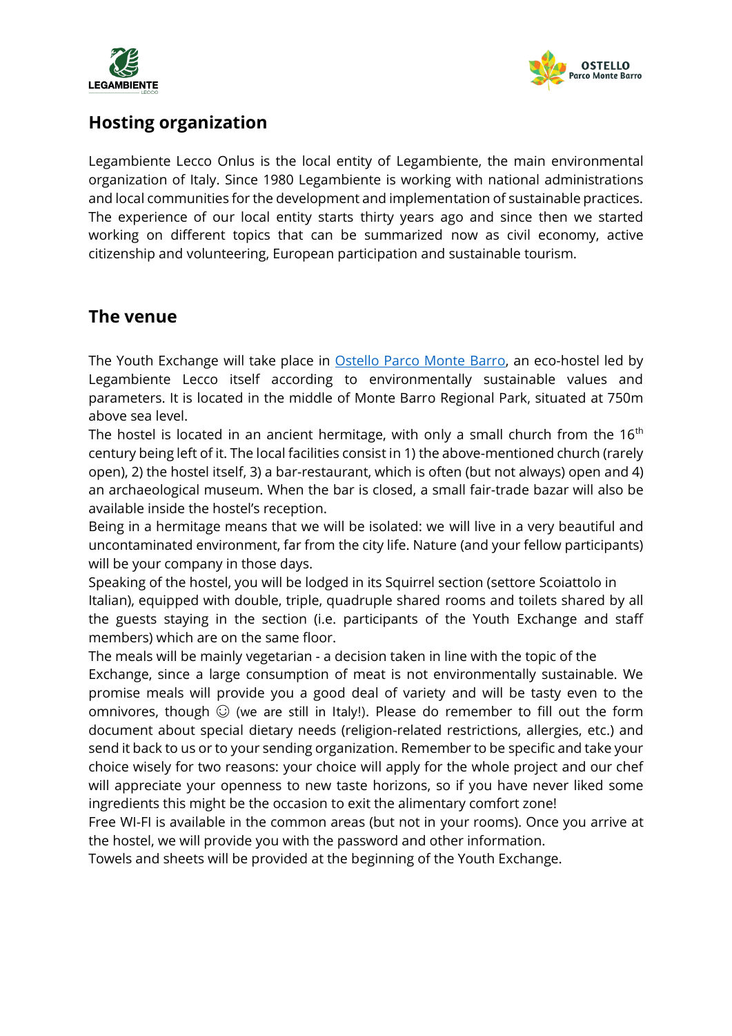## Hosting organization

Legambiente Lecco Onlus is the local entity of Legambiente, the main environmental organization of Italy. Since 1980 Legambiente is working with national administrations and local communities for the development and implementation of sustainable practices. The experience of our local entity starts thirty years ago and since then we started working on different topics that can be summarized now as civil economy, active citizenship and volunteering, European participation and sustainable tourism.

## The venue

The Youth Exchange will take place in Ostello Parco Monte Barro, an eco-hostel led by Legambiente Lecco itself according to environmentally sustainable values and parameters. It is located in the middle of Monte Barro Regional Park, situated at 750m above sea level.

The hostel is located in an ancient hermitage, with only a small church from the 16th century being left of it. The local facilities consist in 1) the above-mentioned church (rarely open), 2) the hostel itself, 3) a bar-restaurant, which is often (but not always) open and 4) an archaeological museum. When the bar is closed, a small fair-trade bazar will also be available inside the hostel's reception.

Being in a hermitage means that we will be isolated: we will live in a very beautiful and uncontaminated environment, far from the city life. Nature (and your fellow participants) will be your company in those days.

Speaking of the hostel, you will be lodged in its Squirrel section (settore Scoiattolo in Italian), equipped with double, triple, quadruple shared rooms and toilets shared by all the guests staying in the section (i.e. participants of the Youth Exchange and staff members) which are on the same floor.

The meals will be mainly vegetarian - a decision taken in line with the topic of the Exchange, since a large consumption of meat is not environmentally sustainable. We promise meals will provide you a good deal of variety and will be tasty even to the omnivores, though ☺ (we are still in Italy!). Please do remember to fill out the form document about special dietary needs (religion-related restrictions, allergies, etc.) and send it back to us or to your sending organization. Remember to be specific and take your choice wisely for two reasons: your choice will apply for the whole project and our chef will appreciate your openness to new taste horizons, so if you have never liked some ingredients this might be the occasion to exit the alimentary comfort zone!

Free WI-FI is available in the common areas (but not in your rooms). Once you arrive at the hostel, we will provide you with the password and other information.

Towels and sheets will be provided at the beginning of the Youth Exchange.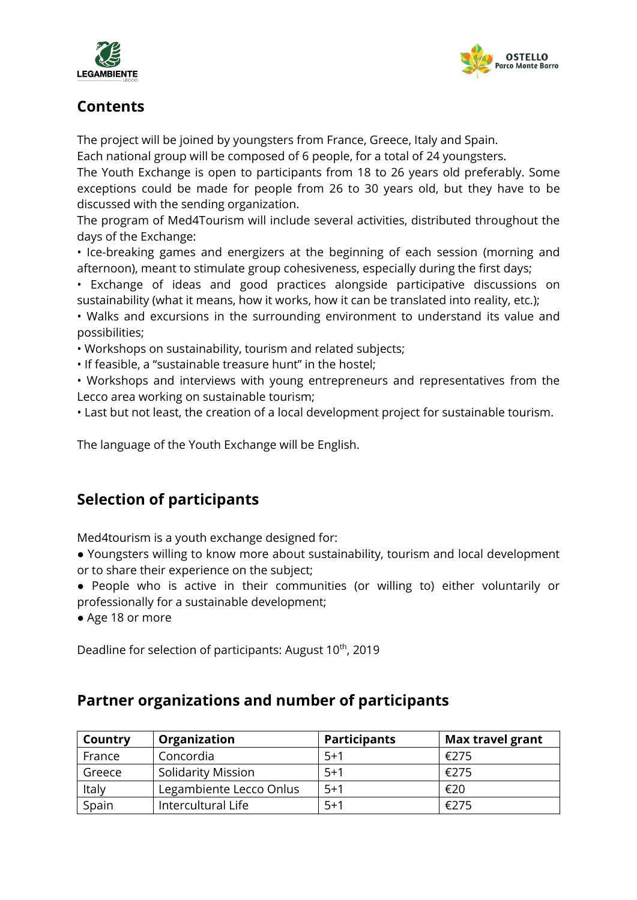## Contents

The project will be joined by youngsters from France, Greece, Italy and Spain.

Each national group will be composed of 6 people, for a total of 24 youngsters.

The Youth Exchange is open to participants from 18 to 26 years old preferably. Some exceptions could be made for people from 26 to 30 years old, but they have to be discussed with the sending organization.

The program of Med4Tourism will include several activities, distributed throughout the days of the Exchange:

• Ice-breaking games and energizers at the beginning of each session (morning and afternoon), meant to stimulate group cohesiveness, especially during the first days;

• Exchange of ideas and good practices alongside participative discussions on sustainability (what it means, how it works, how it can be translated into reality, etc.);

• Walks and excursions in the surrounding environment to understand its value and possibilities;

• Workshops on sustainability, tourism and related subjects;

• If feasible, a "sustainable treasure hunt" in the hostel;

• Workshops and interviews with young entrepreneurs and representatives from the Lecco area working on sustainable tourism;

• Last but not least, the creation of a local development project for sustainable tourism.

The language of the Youth Exchange will be English.

## Selection of participants

Med4tourism is a youth exchange designed for:

● Youngsters willing to know more about sustainability, tourism and local development or to share their experience on the subject;

● People who is active in their communities (or willing to) either voluntarily or professionally for a sustainable development;

● Age 18 or more

Deadline for selection of participants: August 10th, 2019

## Partner organizations and number of participants

| Country | Organization | Participants | Max travel grant |
|---|---|---|---|
| France | Concordia | 5+1 | €275 |
| Greece | Solidarity Mission | 5+1 | €275 |
| Italy | Legambiente Lecco Onlus | 5+1 | €20 |
| Spain | Intercultural Life | 5+1 | €275 |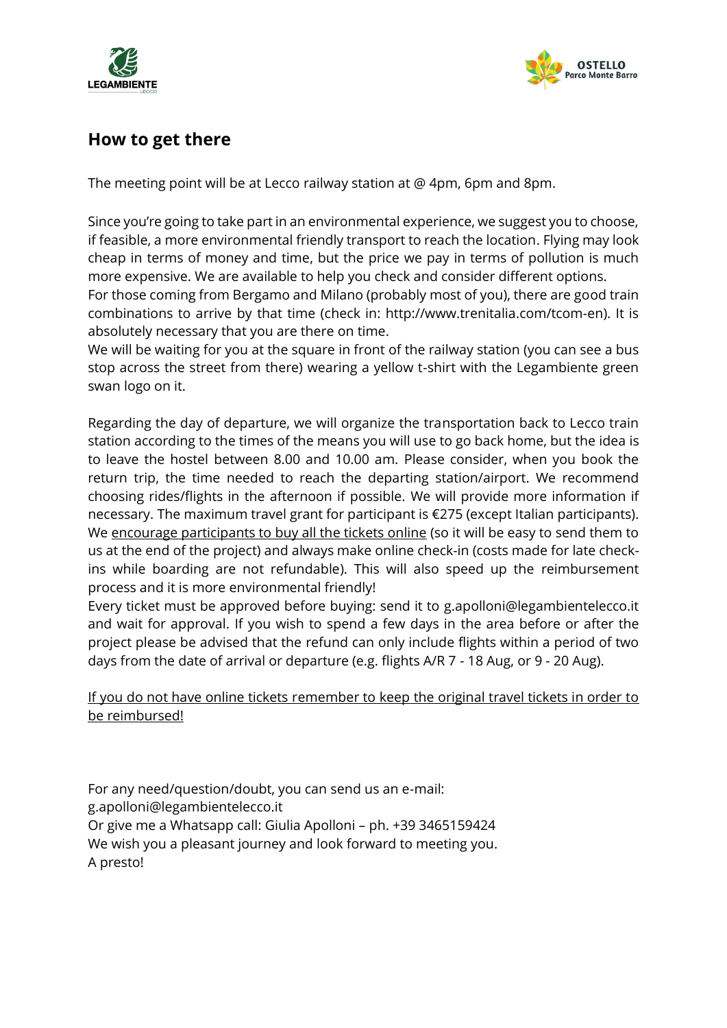## How to get there

The meeting point will be at Lecco railway station at @ 4pm, 6pm and 8pm.

Since you're going to take part in an environmental experience, we suggest you to choose, if feasible, a more environmental friendly transport to reach the location. Flying may look cheap in terms of money and time, but the price we pay in terms of pollution is much more expensive. We are available to help you check and consider different options.
For those coming from Bergamo and Milano (probably most of you), there are good train combinations to arrive by that time (check in: http://www.trenitalia.com/tcom-en). It is absolutely necessary that you are there on time.
We will be waiting for you at the square in front of the railway station (you can see a bus stop across the street from there) wearing a yellow t-shirt with the Legambiente green swan logo on it.

Regarding the day of departure, we will organize the transportation back to Lecco train station according to the times of the means you will use to go back home, but the idea is to leave the hostel between 8.00 and 10.00 am. Please consider, when you book the return trip, the time needed to reach the departing station/airport. We recommend choosing rides/flights in the afternoon if possible. We will provide more information if necessary. The maximum travel grant for participant is €275 (except Italian participants). We <u>encourage participants to buy all the tickets online</u> (so it will be easy to send them to us at the end of the project) and always make online check-in (costs made for late check-ins while boarding are not refundable). This will also speed up the reimbursement process and it is more environmental friendly!
Every ticket must be approved before buying: send it to g.apolloni@legambientelecco.it and wait for approval. If you wish to spend a few days in the area before or after the project please be advised that the refund can only include flights within a period of two days from the date of arrival or departure (e.g. flights A/R 7 - 18 Aug, or 9 - 20 Aug).

<u>If you do not have online tickets remember to keep the original travel tickets in order to be reimbursed!</u>

For any need/question/doubt, you can send us an e-mail:
g.apolloni@legambientelecco.it
Or give me a Whatsapp call: Giulia Apolloni – ph. +39 3465159424
We wish you a pleasant journey and look forward to meeting you.
A presto!